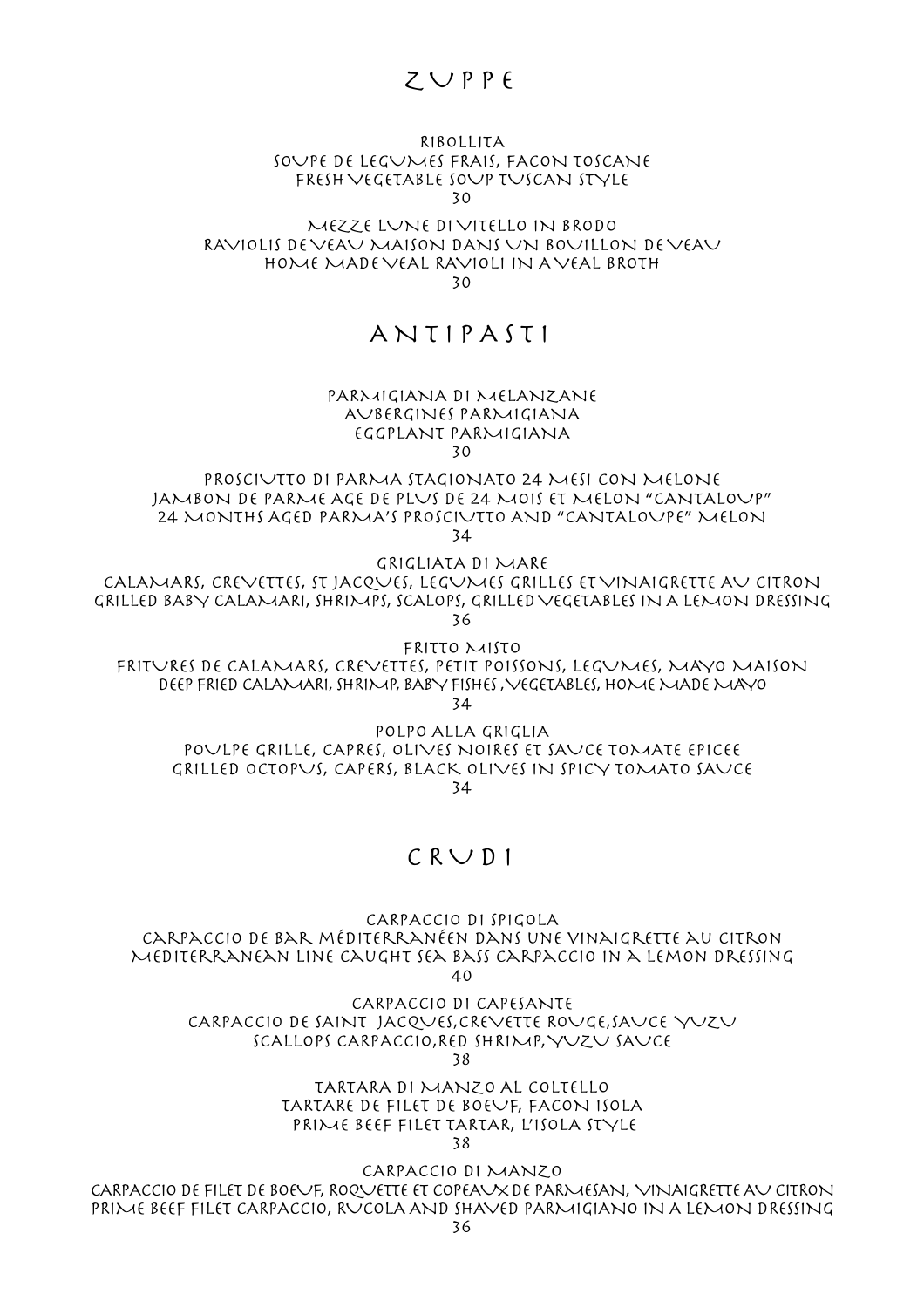# ZUPPE

RIBOLLITA
SOUPE DE LEGUMES FRAIS, FACON TOSCANE
FRESH VEGETABLE SOUP TUSCAN STYLE
30

MEZZE LUNE DI VITELLO IN BRODO
RAVIOLIS DE VEAU MAISON DANS UN BOUILLON DE VEAU
HOME MADE VEAL RAVIOLI IN A VEAL BROTH
30

# ANTIPASTI

PARMIGIANA DI MELANZANE
AUBERGINES PARMIGIANA
EGGPLANT PARMIGIANA
30

PROSCIUTTO DI PARMA STAGIONATO 24 MESI CON MELONE
JAMBON DE PARME AGE DE PLUS DE 24 MOIS ET MELON "CANTALOUP"
24 MONTHS AGED PARMA'S PROSCIUTTO AND "CANTALOUPE" MELON
34

GRIGLIATA DI MARE
CALAMARS, CREVETTES, ST JACQUES, LEGUMES GRILLES ET VINAIGRETTE AU CITRON
GRILLED BABY CALAMARI, SHRIMPS, SCALOPS, GRILLED VEGETABLES IN A LEMON DRESSING
36

FRITTO MISTO
FRITURES DE CALAMARS, CREVETTES, PETIT POISSONS, LEGUMES, MAYO MAISON
DEEP FRIED CALAMARI, SHRIMP, BABY FISHES , VEGETABLES, HOME MADE MAYO
34

POLPO ALLA GRIGLIA
POULPE GRILLE, CAPRES, OLIVES NOIRES ET SAUCE TOMATE EPICEE
GRILLED OCTOPUS, CAPERS, BLACK OLIVES IN SPICY TOMATO SAUCE
34

# CRUDI

CARPACCIO DI SPIGOLA
CARPACCIO DE BAR MÉDITERRANÉEN DANS UNE VINAIGRETTE AU CITRON
MEDITERRANEAN LINE CAUGHT SEA BASS CARPACCIO IN A LEMON DRESSING
40

CARPACCIO DI CAPESANTE
CARPACCIO DE SAINT JACQUES,CREVETTE ROUGE,SAUCE YUZU
SCALLOPS CARPACCIO,RED SHRIMP,YUZU SAUCE
38

TARTARA DI MANZO AL COLTELLO
TARTARE DE FILET DE BOEUF, FACON ISOLA
PRIME BEEF FILET TARTAR, L'ISOLA STYLE
38

CARPACCIO DI MANZO
CARPACCIO DE FILET DE BOEUF, ROQUETTE ET COPEAUX DE PARMESAN, VINAIGRETTE AU CITRON
PRIME BEEF FILET CARPACCIO, RUCOLA AND SHAVED PARMIGIANO IN A LEMON DRESSING
36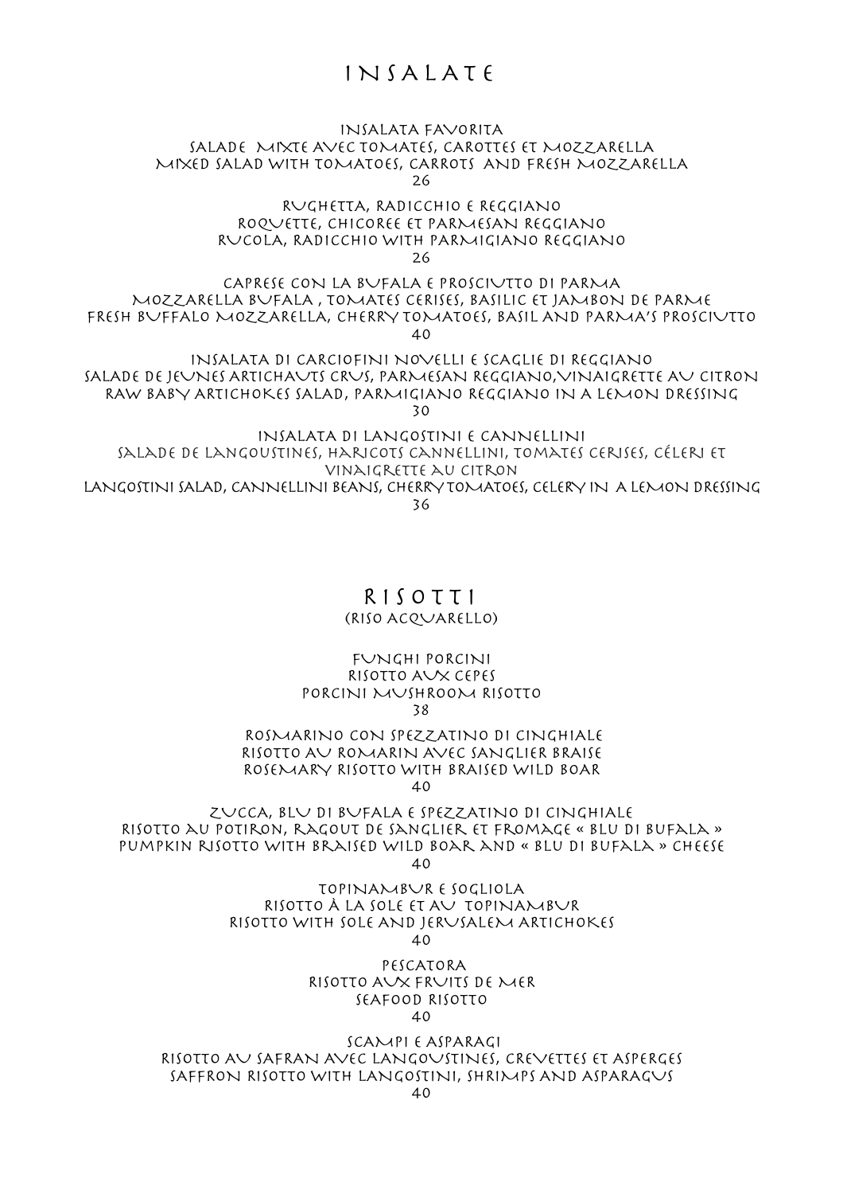# INSALATE

INSALATA FAVORITA
SALADE MIXTE AVEC TOMATES, CAROTTES ET MOZZARELLA
MIXED SALAD WITH TOMATOES, CARROTS AND FRESH MOZZARELLA
26

RUGHETTA, RADICCHIO E REGGIANO
ROQUETTE, CHICOREE ET PARMESAN REGGIANO
RUCOLA, RADICCHIO WITH PARMIGIANO REGGIANO
26

CAPRESE CON LA BUFALA E PROSCIUTTO DI PARMA
MOZZARELLA BUFALA , TOMATES CERISES, BASILIC ET JAMBON DE PARME
FRESH BUFFALO MOZZARELLA, CHERRY TOMATOES, BASIL AND PARMA'S PROSCIUTTO
40

INSALATA DI CARCIOFINI NOVELLI E SCAGLIE DI REGGIANO
SALADE DE JEUNES ARTICHAUTS CRUS, PARMESAN REGGIANO,VINAIGRETTE AU CITRON
RAW BABY ARTICHOKES SALAD, PARMIGIANO REGGIANO IN A LEMON DRESSING
30

INSALATA DI LANGOSTINI E CANNELLINI
SALADE DE LANGOUSTINES, HARICOTS CANNELLINI, TOMATES CERISES, CÉLERI ET VINAIGRETTE AU CITRON
LANGOSTINI SALAD, CANNELLINI BEANS, CHERRY TOMATOES, CELERY IN A LEMON DRESSING
36

# RISOTTI

(RISO ACQUARELLO)

FUNGHI PORCINI
RISOTTO AUX CEPES
PORCINI MUSHROOM RISOTTO
38

ROSMARINO CON SPEZZATINO DI CINGHIALE
RISOTTO AU ROMARIN AVEC SANGLIER BRAISE
ROSEMARY RISOTTO WITH BRAISED WILD BOAR
40

ZUCCA, BLU DI BUFALA E SPEZZATINO DI CINGHIALE
RISOTTO AU POTIRON, RAGOUT DE SANGLIER ET FROMAGE « BLU DI BUFALA »
PUMPKIN RISOTTO WITH BRAISED WILD BOAR AND « BLU DI BUFALA » CHEESE
40

TOPINAMBUR E SOGLIOLA
RISOTTO À LA SOLE ET AU TOPINAMBUR
RISOTTO WITH SOLE AND JERUSALEM ARTICHOKES
40

PESCATORA
RISOTTO AUX FRUITS DE MER
SEAFOOD RISOTTO
40

SCAMPI E ASPARAGI
RISOTTO AU SAFRAN AVEC LANGOUSTINES, CREVETTES ET ASPERGES
SAFFRON RISOTTO WITH LANGOSTINI, SHRIMPS AND ASPARAGUS
40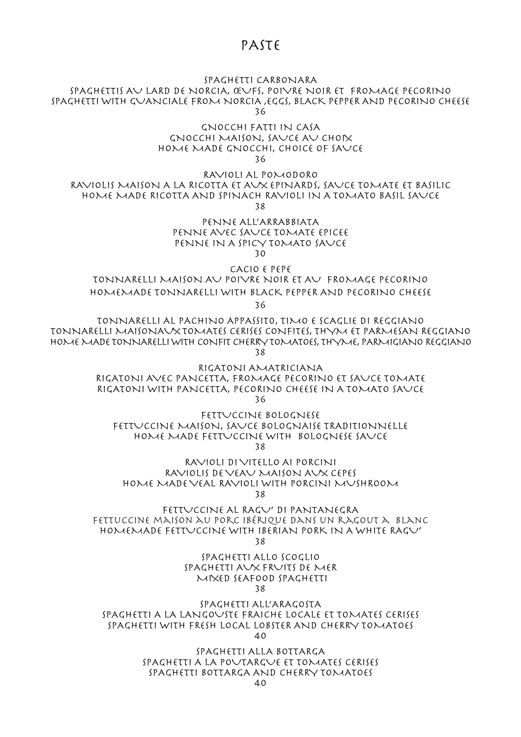# PASTE

SPAGHETTI CARBONARA
SPAGHETTIS AU LARD DE NORCIA, ŒUFS, POIVRE NOIR ET FROMAGE PECORINO
SPAGHETTI WITH GUANCIALE FROM NORCIA ,EGGS, BLACK PEPPER AND PECORINO CHEESE
36

GNOCCHI FATTI IN CASA
GNOCCHI MAISON, SAUCE AU CHOIX
HOME MADE GNOCCHI, CHOICE OF SAUCE
36

RAVIOLI AL POMODORO
RAVIOLIS MAISON A LA RICOTTA ET AUX EPINARDS, SAUCE TOMATE ET BASILIC
HOME MADE RICOTTA AND SPINACH RAVIOLI IN A TOMATO BASIL SAUCE
38

PENNE ALL'ARRABBIATA
PENNE AVEC SAUCE TOMATE EPICEE
PENNE IN A SPICY TOMATO SAUCE
30

CACIO E PEPE
TONNARELLI MAISON AU POIVRE NOIR ET AU FROMAGE PECORINO
HOMEMADE TONNARELLI WITH BLACK PEPPER AND PECORINO CHEESE
36

TONNARELLI AL PACHINO APPASSITO, TIMO E SCAGLIE DI REGGIANO
TONNARELLI MAISONAUX TOMATES CERISES CONFITES, THYM ET PARMESAN REGGIANO
HOME MADE TONNARELLI WITH CONFIT CHERRY TOMATOES, THYME, PARMIGIANO REGGIANO
38

RIGATONI AMATRICIANA
RIGATONI AVEC PANCETTA, FROMAGE PECORINO ET SAUCE TOMATE
RIGATONI WITH PANCETTA, PECORINO CHEESE IN A TOMATO SAUCE
36

FETTUCCINE BOLOGNESE
FETTUCCINE MAISON, SAUCE BOLOGNAISE TRADITIONNELLE
HOME MADE FETTUCCINE WITH BOLOGNESE SAUCE
38

RAVIOLI DI VITELLO AI PORCINI
RAVIOLIS DE VEAU MAISON AUX CEPES
HOME MADE VEAL RAVIOLI WITH PORCINI MUSHROOM
38

FETTUCCINE AL RAGU' DI PANTANEGRA
FETTUCCINE MAISON AU PORC IBÉRIQUE DANS UN RAGOUT A BLANC
HOMEMADE FETTUCCINE WITH IBERIAN PORK IN A WHITE RAGU'
38

SPAGHETTI ALLO SCOGLIO
SPAGHETTI AUX FRUITS DE MER
MIXED SEAFOOD SPAGHETTI
38

SPAGHETTI ALL'ARAGOSTA
SPAGHETTI A LA LANGOUSTE FRAICHE LOCALE ET TOMATES CERISES
SPAGHETTI WITH FRESH LOCAL LOBSTER AND CHERRY TOMATOES
40

SPAGHETTI ALLA BOTTARGA
SPAGHETTI A LA POUTARGUE ET TOMATES CERISES
SPAGHETTI BOTTARGA AND CHERRY TOMATOES
40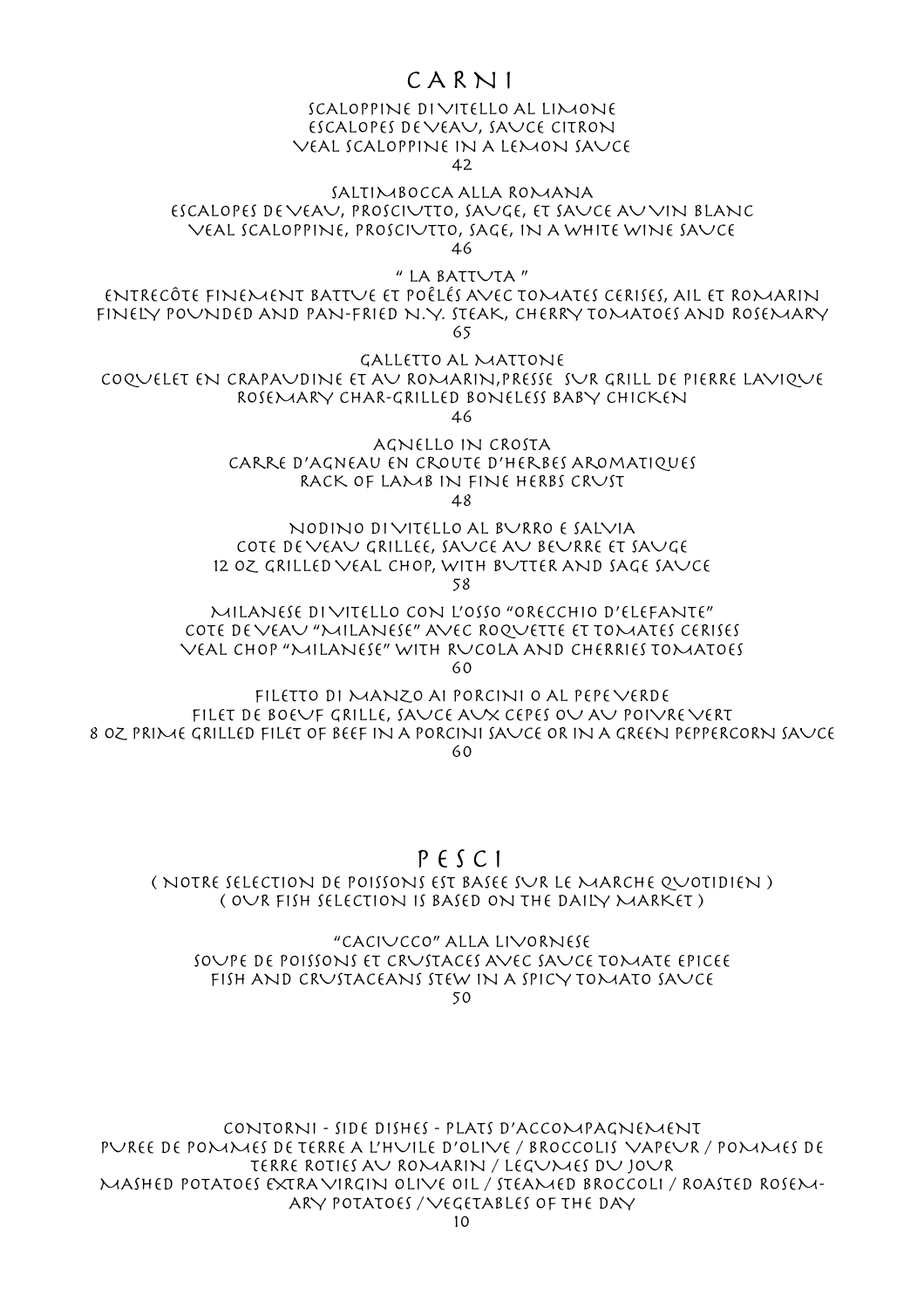## CARNI

SCALOPPINE DI VITELLO AL LIMONE
ESCALOPES DE VEAU, SAUCE CITRON
VEAL SCALOPPINE IN A LEMON SAUCE
42

SALTIMBOCCA ALLA ROMANA
ESCALOPES DE VEAU, PROSCIUTTO, SAUGE, ET SAUCE AU VIN BLANC
VEAL SCALOPPINE, PROSCIUTTO, SAGE, IN A WHITE WINE SAUCE
46

" LA BATTUTA "
ENTRECÔTE FINEMENT BATTUE ET POÊLÉS AVEC TOMATES CERISES, AIL ET ROMARIN
FINELY POUNDED AND PAN-FRIED N.Y. STEAK, CHERRY TOMATOES AND ROSEMARY
65

GALLETTO AL MATTONE
COQUELET EN CRAPAUDINE ET AU ROMARIN,PRESSE SUR GRILL DE PIERRE LAVIQUE
ROSEMARY CHAR-GRILLED BONELESS BABY CHICKEN
46

AGNELLO IN CROSTA
CARRE D'AGNEAU EN CROUTE D'HERBES AROMATIQUES
RACK OF LAMB IN FINE HERBS CRUST
48

NODINO DI VITELLO AL BURRO E SALVIA
COTE DE VEAU GRILLEE, SAUCE AU BEURRE ET SAUGE
12 OZ GRILLED VEAL CHOP, WITH BUTTER AND SAGE SAUCE
58

MILANESE DI VITELLO CON L'OSSO "ORECCHIO D'ELEFANTE"
COTE DE VEAU "MILANESE" AVEC ROQUETTE ET TOMATES CERISES
VEAL CHOP "MILANESE" WITH RUCOLA AND CHERRIES TOMATOES
60

FILETTO DI MANZO AI PORCINI O AL PEPE VERDE
FILET DE BOEUF GRILLE, SAUCE AUX CEPES OU AU POIVRE VERT
8 OZ PRIME GRILLED FILET OF BEEF IN A PORCINI SAUCE OR IN A GREEN PEPPERCORN SAUCE
60

## PESCI

( NOTRE SELECTION DE POISSONS EST BASEE SUR LE MARCHE QUOTIDIEN )
( OUR FISH SELECTION IS BASED ON THE DAILY MARKET )

"CACIUCCO" ALLA LIVORNESE
SOUPE DE POISSONS ET CRUSTACES AVEC SAUCE TOMATE EPICEE
FISH AND CRUSTACEANS STEW IN A SPICY TOMATO SAUCE
50

CONTORNI - SIDE DISHES - PLATS D'ACCOMPAGNEMENT
PUREE DE POMMES DE TERRE A L'HUILE D'OLIVE / BROCCOLIS VAPEUR / POMMES DE TERRE ROTIES AU ROMARIN / LEGUMES DU JOUR
MASHED POTATOES EXTRA VIRGIN OLIVE OIL / STEAMED BROCCOLI / ROASTED ROSEMARY POTATOES / VEGETABLES OF THE DAY
10